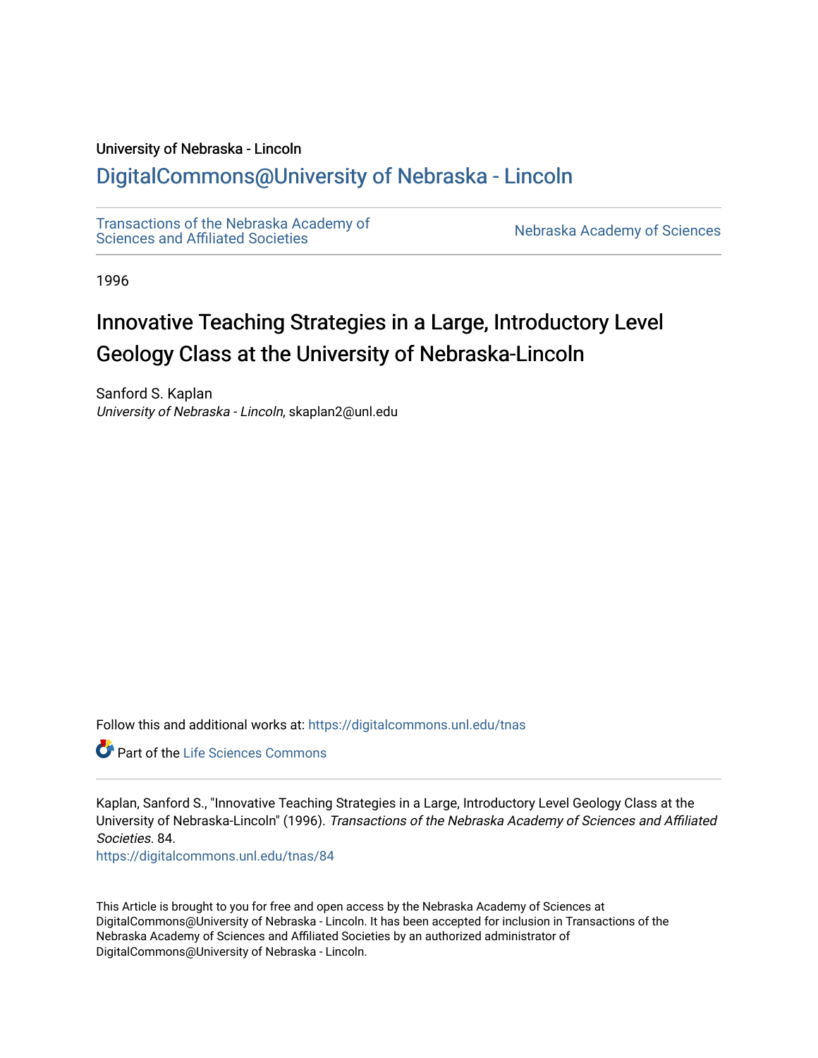University of Nebraska - Lincoln

## DigitalCommons@University of Nebraska - Lincoln

Transactions of the Nebraska Academy of Sciences and Affiliated Societies

Nebraska Academy of Sciences

1996

# Innovative Teaching Strategies in a Large, Introductory Level Geology Class at the University of Nebraska-Lincoln

Sanford S. Kaplan
*University of Nebraska - Lincoln*, skaplan2@unl.edu

Follow this and additional works at: https://digitalcommons.unl.edu/tnas

Part of the Life Sciences Commons

Kaplan, Sanford S., "Innovative Teaching Strategies in a Large, Introductory Level Geology Class at the University of Nebraska-Lincoln" (1996). *Transactions of the Nebraska Academy of Sciences and Affiliated Societies*. 84.
https://digitalcommons.unl.edu/tnas/84

This Article is brought to you for free and open access by the Nebraska Academy of Sciences at DigitalCommons@University of Nebraska - Lincoln. It has been accepted for inclusion in Transactions of the Nebraska Academy of Sciences and Affiliated Societies by an authorized administrator of DigitalCommons@University of Nebraska - Lincoln.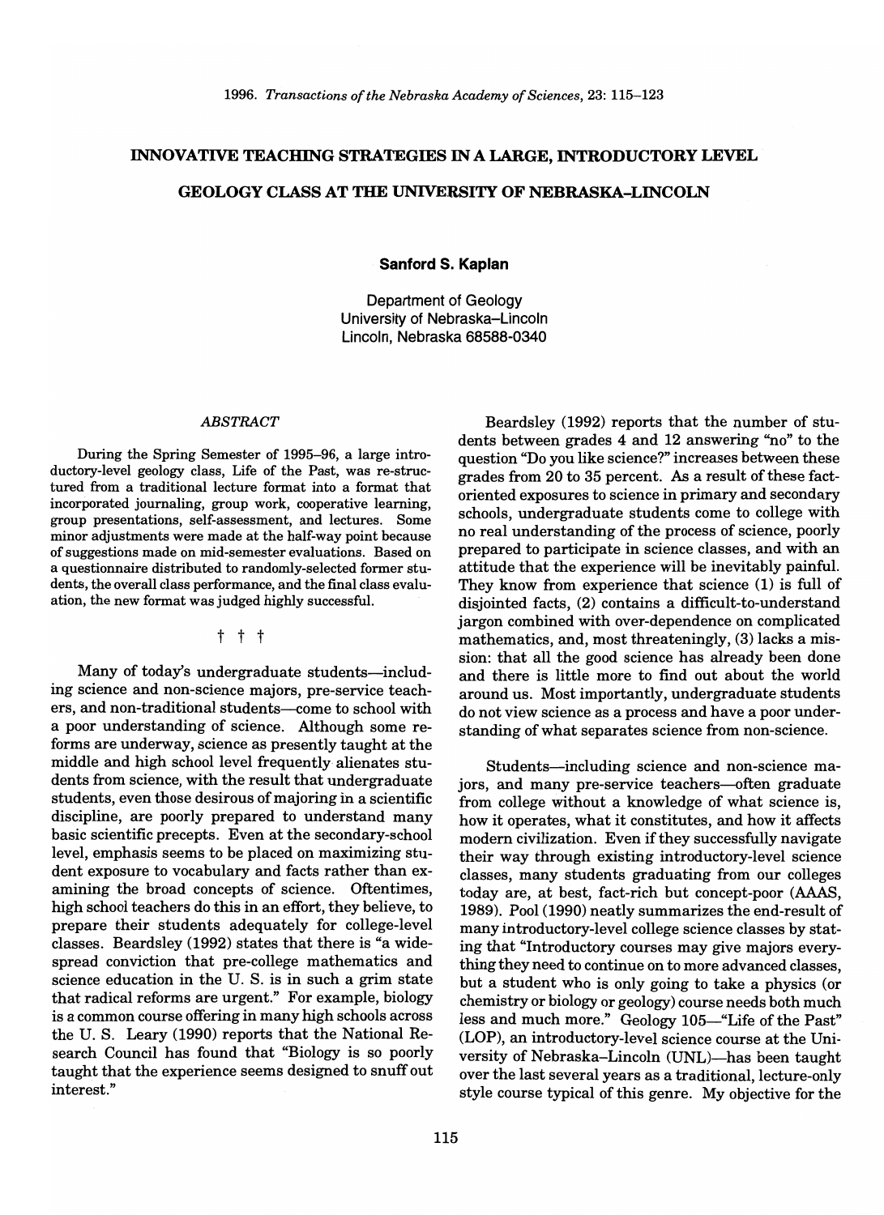# INNOVATIVE TEACHING STRATEGIES IN A LARGE, INTRODUCTORY LEVEL GEOLOGY CLASS AT THE UNIVERSITY OF NEBRASKA-LINCOLN

**Sanford S. Kaplan**

Department of Geology
University of Nebraska–Lincoln
Lincoln, Nebraska 68588-0340

*ABSTRACT*

During the Spring Semester of 1995–96, a large introductory-level geology class, Life of the Past, was re-structured from a traditional lecture format into a format that incorporated journaling, group work, cooperative learning, group presentations, self-assessment, and lectures. Some minor adjustments were made at the half-way point because of suggestions made on mid-semester evaluations. Based on a questionnaire distributed to randomly-selected former students, the overall class performance, and the final class evaluation, the new format was judged highly successful.

† † †

Many of today's undergraduate students—including science and non-science majors, pre-service teachers, and non-traditional students—come to school with a poor understanding of science. Although some reforms are underway, science as presently taught at the middle and high school level frequently alienates students from science, with the result that undergraduate students, even those desirous of majoring in a scientific discipline, are poorly prepared to understand many basic scientific precepts. Even at the secondary-school level, emphasis seems to be placed on maximizing student exposure to vocabulary and facts rather than examining the broad concepts of science. Oftentimes, high school teachers do this in an effort, they believe, to prepare their students adequately for college-level classes. Beardsley (1992) states that there is "a widespread conviction that pre-college mathematics and science education in the U. S. is in such a grim state that radical reforms are urgent." For example, biology is a common course offering in many high schools across the U. S. Leary (1990) reports that the National Research Council has found that "Biology is so poorly taught that the experience seems designed to snuff out interest."

Beardsley (1992) reports that the number of students between grades 4 and 12 answering "no" to the question "Do you like science?" increases between these grades from 20 to 35 percent. As a result of these fact-oriented exposures to science in primary and secondary schools, undergraduate students come to college with no real understanding of the process of science, poorly prepared to participate in science classes, and with an attitude that the experience will be inevitably painful. They know from experience that science (1) is full of disjointed facts, (2) contains a difficult-to-understand jargon combined with over-dependence on complicated mathematics, and, most threateningly, (3) lacks a mission: that all the good science has already been done and there is little more to find out about the world around us. Most importantly, undergraduate students do not view science as a process and have a poor understanding of what separates science from non-science.

Students—including science and non-science majors, and many pre-service teachers—often graduate from college without a knowledge of what science is, how it operates, what it constitutes, and how it affects modern civilization. Even if they successfully navigate their way through existing introductory-level science classes, many students graduating from our colleges today are, at best, fact-rich but concept-poor (AAAS, 1989). Pool (1990) neatly summarizes the end-result of many introductory-level college science classes by stating that "Introductory courses may give majors everything they need to continue on to more advanced classes, but a student who is only going to take a physics (or chemistry or biology or geology) course needs both much less and much more." Geology 105—"Life of the Past" (LOP), an introductory-level science course at the University of Nebraska–Lincoln (UNL)—has been taught over the last several years as a traditional, lecture-only style course typical of this genre. My objective for the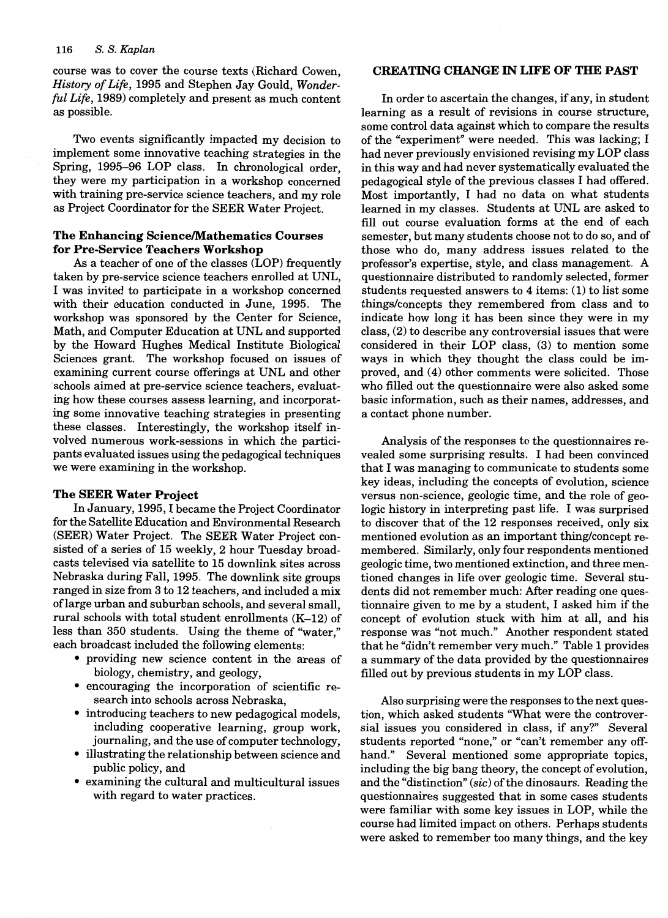course was to cover the course texts (Richard Cowen, *History of Life*, 1995 and Stephen Jay Gould, *Wonderful Life*, 1989) completely and present as much content as possible.

Two events significantly impacted my decision to implement some innovative teaching strategies in the Spring, 1995–96 LOP class. In chronological order, they were my participation in a workshop concerned with training pre-service science teachers, and my role as Project Coordinator for the SEER Water Project.

### The Enhancing Science/Mathematics Courses for Pre-Service Teachers Workshop

As a teacher of one of the classes (LOP) frequently taken by pre-service science teachers enrolled at UNL, I was invited to participate in a workshop concerned with their education conducted in June, 1995. The workshop was sponsored by the Center for Science, Math, and Computer Education at UNL and supported by the Howard Hughes Medical Institute Biological Sciences grant. The workshop focused on issues of examining current course offerings at UNL and other schools aimed at pre-service science teachers, evaluating how these courses assess learning, and incorporating some innovative teaching strategies in presenting these classes. Interestingly, the workshop itself involved numerous work-sessions in which the participants evaluated issues using the pedagogical techniques we were examining in the workshop.

### The SEER Water Project

In January, 1995, I became the Project Coordinator for the Satellite Education and Environmental Research (SEER) Water Project. The SEER Water Project consisted of a series of 15 weekly, 2 hour Tuesday broadcasts televised via satellite to 15 downlink sites across Nebraska during Fall, 1995. The downlink site groups ranged in size from 3 to 12 teachers, and included a mix of large urban and suburban schools, and several small, rural schools with total student enrollments (K–12) of less than 350 students. Using the theme of "water," each broadcast included the following elements:

- providing new science content in the areas of biology, chemistry, and geology,
- encouraging the incorporation of scientific research into schools across Nebraska,
- introducing teachers to new pedagogical models, including cooperative learning, group work, journaling, and the use of computer technology,
- illustrating the relationship between science and public policy, and
- examining the cultural and multicultural issues with regard to water practices.

## CREATING CHANGE IN LIFE OF THE PAST

In order to ascertain the changes, if any, in student learning as a result of revisions in course structure, some control data against which to compare the results of the "experiment" were needed. This was lacking; I had never previously envisioned revising my LOP class in this way and had never systematically evaluated the pedagogical style of the previous classes I had offered. Most importantly, I had no data on what students learned in my classes. Students at UNL are asked to fill out course evaluation forms at the end of each semester, but many students choose not to do so, and of those who do, many address issues related to the professor's expertise, style, and class management. A questionnaire distributed to randomly selected, former students requested answers to 4 items: (1) to list some things/concepts they remembered from class and to indicate how long it has been since they were in my class, (2) to describe any controversial issues that were considered in their LOP class, (3) to mention some ways in which they thought the class could be improved, and (4) other comments were solicited. Those who filled out the questionnaire were also asked some basic information, such as their names, addresses, and a contact phone number.

Analysis of the responses to the questionnaires revealed some surprising results. I had been convinced that I was managing to communicate to students some key ideas, including the concepts of evolution, science versus non-science, geologic time, and the role of geologic history in interpreting past life. I was surprised to discover that of the 12 responses received, only six mentioned evolution as an important thing/concept remembered. Similarly, only four respondents mentioned geologic time, two mentioned extinction, and three mentioned changes in life over geologic time. Several students did not remember much: After reading one questionnaire given to me by a student, I asked him if the concept of evolution stuck with him at all, and his response was "not much." Another respondent stated that he "didn't remember very much." Table 1 provides a summary of the data provided by the questionnaires filled out by previous students in my LOP class.

Also surprising were the responses to the next question, which asked students "What were the controversial issues you considered in class, if any?" Several students reported "none," or "can't remember any offhand." Several mentioned some appropriate topics, including the big bang theory, the concept of evolution, and the "distinction" (*sic*) of the dinosaurs. Reading the questionnaires suggested that in some cases students were familiar with some key issues in LOP, while the course had limited impact on others. Perhaps students were asked to remember too many things, and the key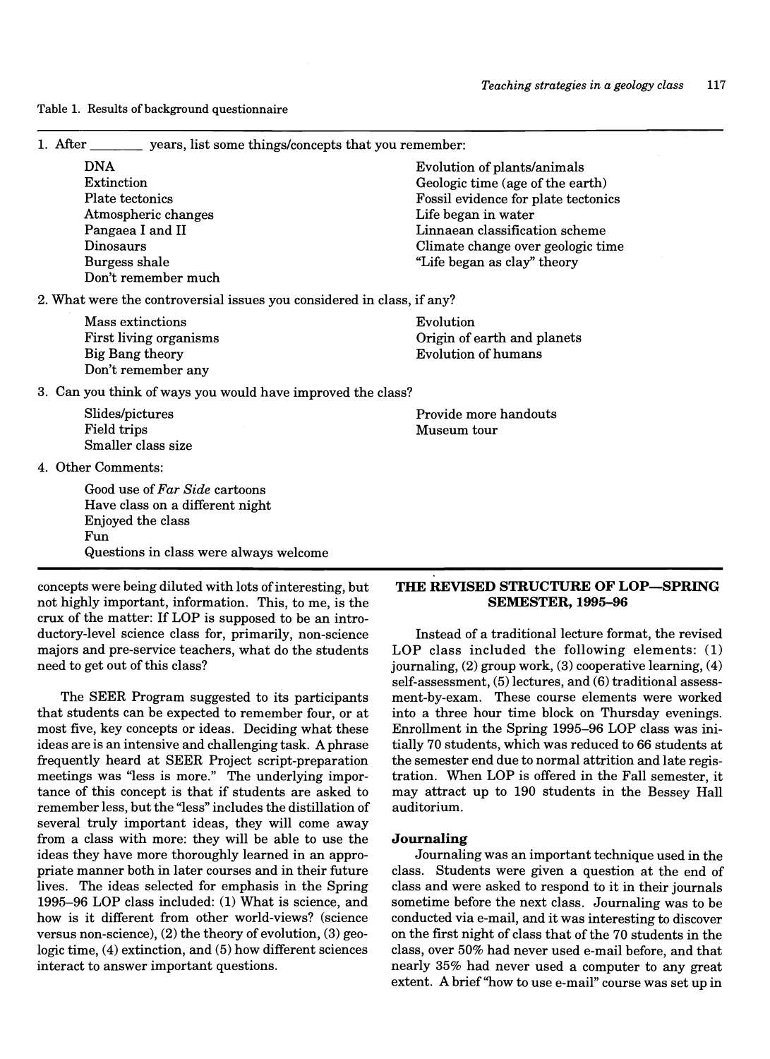Table 1. Results of background questionnaire

1. After ________ years, list some things/concepts that you remember:

| | |
|---|---|
| DNA | Evolution of plants/animals |
| Extinction | Geologic time (age of the earth) |
| Plate tectonics | Fossil evidence for plate tectonics |
| Atmospheric changes | Life began in water |
| Pangaea I and II | Linnaean classification scheme |
| Dinosaurs | Climate change over geologic time |
| Burgess shale | "Life began as clay" theory |
| Don't remember much | |

2. What were the controversial issues you considered in class, if any?

| | |
|---|---|
| Mass extinctions | Evolution |
| First living organisms | Origin of earth and planets |
| Big Bang theory | Evolution of humans |
| Don't remember any | |

3. Can you think of ways you would have improved the class?

| | |
|---|---|
| Slides/pictures | Provide more handouts |
| Field trips | Museum tour |
| Smaller class size | |

4. Other Comments:

- Good use of *Far Side* cartoons
- Have class on a different night
- Enjoyed the class
- Fun
- Questions in class were always welcome

concepts were being diluted with lots of interesting, but not highly important, information. This, to me, is the crux of the matter: If LOP is supposed to be an introductory-level science class for, primarily, non-science majors and pre-service teachers, what do the students need to get out of this class?

The SEER Program suggested to its participants that students can be expected to remember four, or at most five, key concepts or ideas. Deciding what these ideas are is an intensive and challenging task. A phrase frequently heard at SEER Project script-preparation meetings was "less is more." The underlying importance of this concept is that if students are asked to remember less, but the "less" includes the distillation of several truly important ideas, they will come away from a class with more: they will be able to use the ideas they have more thoroughly learned in an appropriate manner both in later courses and in their future lives. The ideas selected for emphasis in the Spring 1995–96 LOP class included: (1) What is science, and how is it different from other world-views? (science versus non-science), (2) the theory of evolution, (3) geologic time, (4) extinction, and (5) how different sciences interact to answer important questions.

## THE REVISED STRUCTURE OF LOP—SPRING SEMESTER, 1995–96

Instead of a traditional lecture format, the revised LOP class included the following elements: (1) journaling, (2) group work, (3) cooperative learning, (4) self-assessment, (5) lectures, and (6) traditional assessment-by-exam. These course elements were worked into a three hour time block on Thursday evenings. Enrollment in the Spring 1995–96 LOP class was initially 70 students, which was reduced to 66 students at the semester end due to normal attrition and late registration. When LOP is offered in the Fall semester, it may attract up to 190 students in the Bessey Hall auditorium.

### Journaling

Journaling was an important technique used in the class. Students were given a question at the end of class and were asked to respond to it in their journals sometime before the next class. Journaling was to be conducted via e-mail, and it was interesting to discover on the first night of class that of the 70 students in the class, over 50% had never used e-mail before, and that nearly 35% had never used a computer to any great extent. A brief "how to use e-mail" course was set up in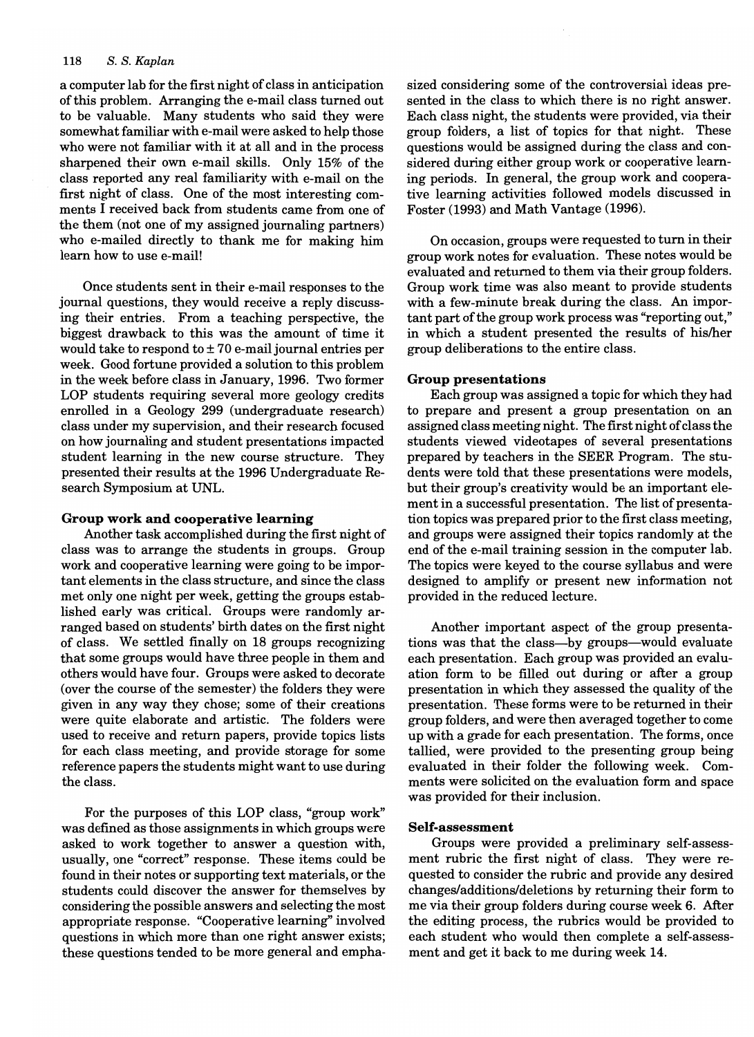a computer lab for the first night of class in anticipation of this problem. Arranging the e-mail class turned out to be valuable. Many students who said they were somewhat familiar with e-mail were asked to help those who were not familiar with it at all and in the process sharpened their own e-mail skills. Only 15% of the class reported any real familiarity with e-mail on the first night of class. One of the most interesting comments I received back from students came from one of the them (not one of my assigned journaling partners) who e-mailed directly to thank me for making him learn how to use e-mail!

Once students sent in their e-mail responses to the journal questions, they would receive a reply discussing their entries. From a teaching perspective, the biggest drawback to this was the amount of time it would take to respond to ± 70 e-mail journal entries per week. Good fortune provided a solution to this problem in the week before class in January, 1996. Two former LOP students requiring several more geology credits enrolled in a Geology 299 (undergraduate research) class under my supervision, and their research focused on how journaling and student presentations impacted student learning in the new course structure. They presented their results at the 1996 Undergraduate Research Symposium at UNL.

### Group work and cooperative learning

Another task accomplished during the first night of class was to arrange the students in groups. Group work and cooperative learning were going to be important elements in the class structure, and since the class met only one night per week, getting the groups established early was critical. Groups were randomly arranged based on students' birth dates on the first night of class. We settled finally on 18 groups recognizing that some groups would have three people in them and others would have four. Groups were asked to decorate (over the course of the semester) the folders they were given in any way they chose; some of their creations were quite elaborate and artistic. The folders were used to receive and return papers, provide topics lists for each class meeting, and provide storage for some reference papers the students might want to use during the class.

For the purposes of this LOP class, "group work" was defined as those assignments in which groups were asked to work together to answer a question with, usually, one "correct" response. These items could be found in their notes or supporting text materials, or the students could discover the answer for themselves by considering the possible answers and selecting the most appropriate response. "Cooperative learning" involved questions in which more than one right answer exists; these questions tended to be more general and emphasized considering some of the controversial ideas presented in the class to which there is no right answer. Each class night, the students were provided, via their group folders, a list of topics for that night. These questions would be assigned during the class and considered during either group work or cooperative learning periods. In general, the group work and cooperative learning activities followed models discussed in Foster (1993) and Math Vantage (1996).

On occasion, groups were requested to turn in their group work notes for evaluation. These notes would be evaluated and returned to them via their group folders. Group work time was also meant to provide students with a few-minute break during the class. An important part of the group work process was "reporting out," in which a student presented the results of his/her group deliberations to the entire class.

### Group presentations

Each group was assigned a topic for which they had to prepare and present a group presentation on an assigned class meeting night. The first night of class the students viewed videotapes of several presentations prepared by teachers in the SEER Program. The students were told that these presentations were models, but their group's creativity would be an important element in a successful presentation. The list of presentation topics was prepared prior to the first class meeting, and groups were assigned their topics randomly at the end of the e-mail training session in the computer lab. The topics were keyed to the course syllabus and were designed to amplify or present new information not provided in the reduced lecture.

Another important aspect of the group presentations was that the class—by groups—would evaluate each presentation. Each group was provided an evaluation form to be filled out during or after a group presentation in which they assessed the quality of the presentation. These forms were to be returned in their group folders, and were then averaged together to come up with a grade for each presentation. The forms, once tallied, were provided to the presenting group being evaluated in their folder the following week. Comments were solicited on the evaluation form and space was provided for their inclusion.

### Self-assessment

Groups were provided a preliminary self-assessment rubric the first night of class. They were requested to consider the rubric and provide any desired changes/additions/deletions by returning their form to me via their group folders during course week 6. After the editing process, the rubrics would be provided to each student who would then complete a self-assessment and get it back to me during week 14.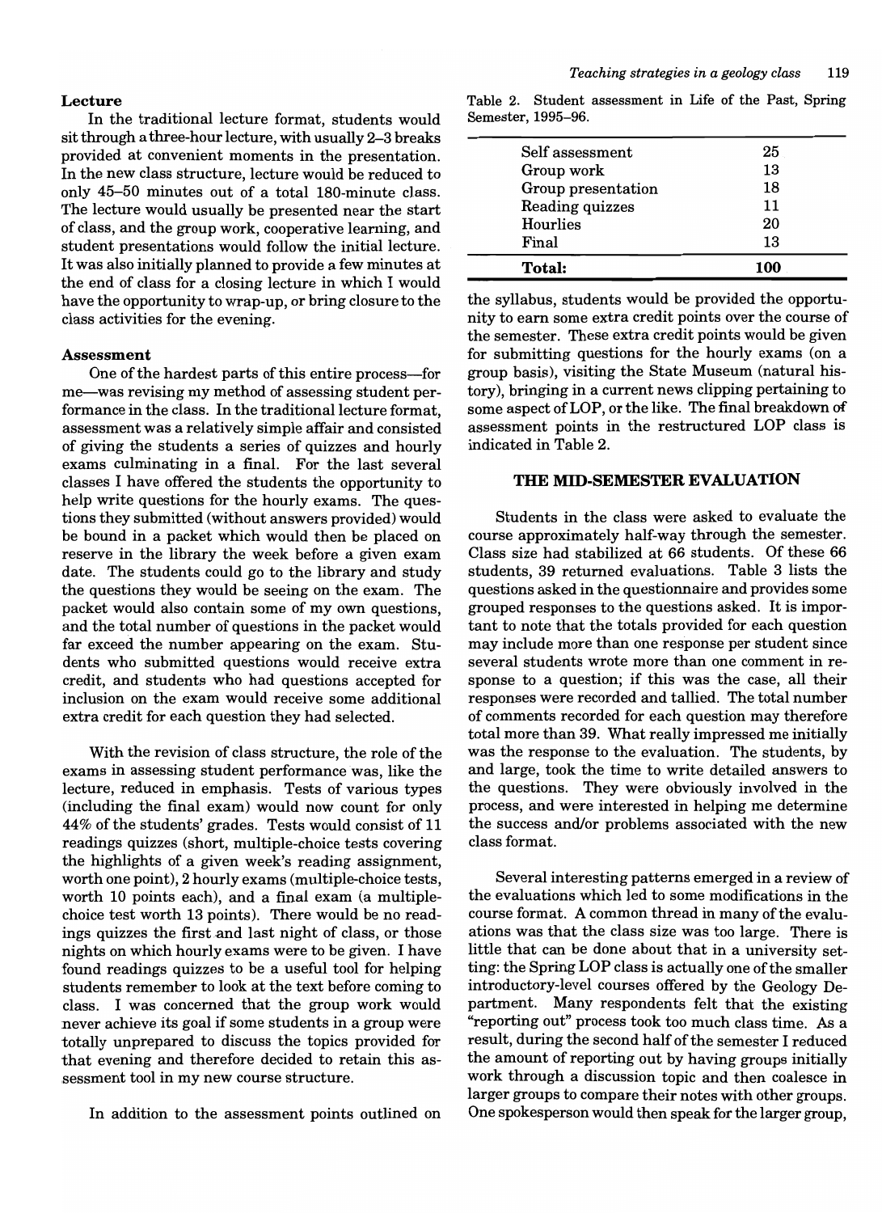### Lecture

In the traditional lecture format, students would sit through a three-hour lecture, with usually 2–3 breaks provided at convenient moments in the presentation. In the new class structure, lecture would be reduced to only 45–50 minutes out of a total 180-minute class. The lecture would usually be presented near the start of class, and the group work, cooperative learning, and student presentations would follow the initial lecture. It was also initially planned to provide a few minutes at the end of class for a closing lecture in which I would have the opportunity to wrap-up, or bring closure to the class activities for the evening.

### Assessment

One of the hardest parts of this entire process—for me—was revising my method of assessing student performance in the class. In the traditional lecture format, assessment was a relatively simple affair and consisted of giving the students a series of quizzes and hourly exams culminating in a final. For the last several classes I have offered the students the opportunity to help write questions for the hourly exams. The questions they submitted (without answers provided) would be bound in a packet which would then be placed on reserve in the library the week before a given exam date. The students could go to the library and study the questions they would be seeing on the exam. The packet would also contain some of my own questions, and the total number of questions in the packet would far exceed the number appearing on the exam. Students who submitted questions would receive extra credit, and students who had questions accepted for inclusion on the exam would receive some additional extra credit for each question they had selected.

With the revision of class structure, the role of the exams in assessing student performance was, like the lecture, reduced in emphasis. Tests of various types (including the final exam) would now count for only 44% of the students' grades. Tests would consist of 11 readings quizzes (short, multiple-choice tests covering the highlights of a given week's reading assignment, worth one point), 2 hourly exams (multiple-choice tests, worth 10 points each), and a final exam (a multiple-choice test worth 13 points). There would be no readings quizzes the first and last night of class, or those nights on which hourly exams were to be given. I have found readings quizzes to be a useful tool for helping students remember to look at the text before coming to class. I was concerned that the group work would never achieve its goal if some students in a group were totally unprepared to discuss the topics provided for that evening and therefore decided to retain this assessment tool in my new course structure.

In addition to the assessment points outlined on the syllabus, students would be provided the opportunity to earn some extra credit points over the course of the semester. These extra credit points would be given for submitting questions for the hourly exams (on a group basis), visiting the State Museum (natural history), bringing in a current news clipping pertaining to some aspect of LOP, or the like. The final breakdown of assessment points in the restructured LOP class is indicated in Table 2.

Table 2. Student assessment in Life of the Past, Spring Semester, 1995–96.

| | |
|---|---|
| Self assessment | 25 |
| Group work | 13 |
| Group presentation | 18 |
| Reading quizzes | 11 |
| Hourlies | 20 |
| Final | 13 |
| **Total:** | **100** |

## THE MID-SEMESTER EVALUATION

Students in the class were asked to evaluate the course approximately half-way through the semester. Class size had stabilized at 66 students. Of these 66 students, 39 returned evaluations. Table 3 lists the questions asked in the questionnaire and provides some grouped responses to the questions asked. It is important to note that the totals provided for each question may include more than one response per student since several students wrote more than one comment in response to a question; if this was the case, all their responses were recorded and tallied. The total number of comments recorded for each question may therefore total more than 39. What really impressed me initially was the response to the evaluation. The students, by and large, took the time to write detailed answers to the questions. They were obviously involved in the process, and were interested in helping me determine the success and/or problems associated with the new class format.

Several interesting patterns emerged in a review of the evaluations which led to some modifications in the course format. A common thread in many of the evaluations was that the class size was too large. There is little that can be done about that in a university setting: the Spring LOP class is actually one of the smaller introductory-level courses offered by the Geology Department. Many respondents felt that the existing "reporting out" process took too much class time. As a result, during the second half of the semester I reduced the amount of reporting out by having groups initially work through a discussion topic and then coalesce in larger groups to compare their notes with other groups. One spokesperson would then speak for the larger group,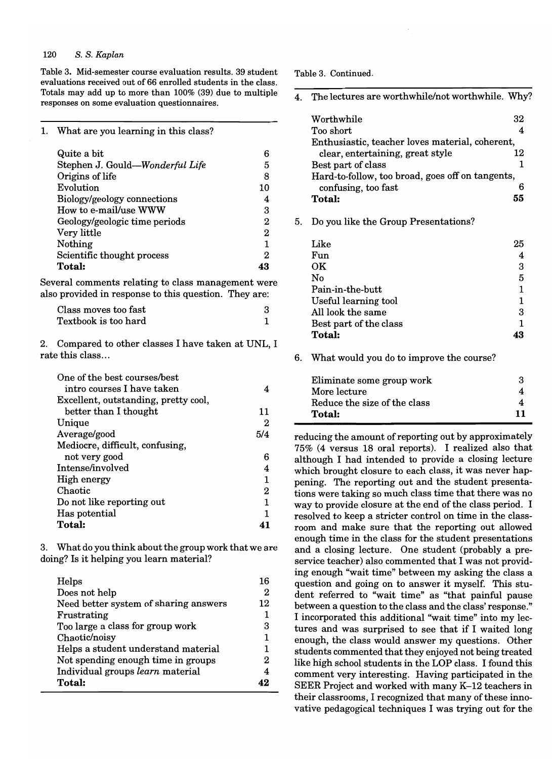Table 3. Mid-semester course evaluation results. 39 student evaluations received out of 66 enrolled students in the class. Totals may add up to more than 100% (39) due to multiple responses on some evaluation questionnaires.

1. What are you learning in this class?

| | |
|---|---|
| Quite a bit | 6 |
| Stephen J. Gould—*Wonderful Life* | 5 |
| Origins of life | 8 |
| Evolution | 10 |
| Biology/geology connections | 4 |
| How to e-mail/use WWW | 3 |
| Geology/geologic time periods | 2 |
| Very little | 2 |
| Nothing | 1 |
| Scientific thought process | 2 |
| **Total:** | **43** |

Several comments relating to class management were also provided in response to this question. They are:

| | |
|---|---|
| Class moves too fast | 3 |
| Textbook is too hard | 1 |

2. Compared to other classes I have taken at UNL, I rate this class...

| | |
|---|---|
| One of the best courses/best intro courses I have taken | 4 |
| Excellent, outstanding, pretty cool, better than I thought | 11 |
| Unique | 2 |
| Average/good | 5/4 |
| Mediocre, difficult, confusing, not very good | 6 |
| Intense/involved | 4 |
| High energy | 1 |
| Chaotic | 2 |
| Do not like reporting out | 1 |
| Has potential | 1 |
| **Total:** | **41** |

3. What do you think about the group work that we are doing? Is it helping you learn material?

| | |
|---|---|
| Helps | 16 |
| Does not help | 2 |
| Need better system of sharing answers | 12 |
| Frustrating | 1 |
| Too large a class for group work | 3 |
| Chaotic/noisy | 1 |
| Helps a student understand material | 1 |
| Not spending enough time in groups | 2 |
| Individual groups *learn* material | 4 |
| **Total:** | **42** |

Table 3. Continued.

4. The lectures are worthwhile/not worthwhile. Why?

| | |
|---|---|
| Worthwhile | 32 |
| Too short | 4 |
| Enthusiastic, teacher loves material, coherent, clear, entertaining, great style | 12 |
| Best part of class | 1 |
| Hard-to-follow, too broad, goes off on tangents, confusing, too fast | 6 |
| **Total:** | **55** |

5. Do you like the Group Presentations?

| | |
|---|---|
| Like | 25 |
| Fun | 4 |
| OK | 3 |
| No | 5 |
| Pain-in-the-butt | 1 |
| Useful learning tool | 1 |
| All look the same | 3 |
| Best part of the class | 1 |
| **Total:** | **43** |

6. What would you do to improve the course?

| | |
|---|---|
| Eliminate some group work | 3 |
| More lecture | 4 |
| Reduce the size of the class | 4 |
| **Total:** | **11** |

reducing the amount of reporting out by approximately 75% (4 versus 18 oral reports). I realized also that although I had intended to provide a closing lecture which brought closure to each class, it was never happening. The reporting out and the student presentations were taking so much class time that there was no way to provide closure at the end of the class period. I resolved to keep a stricter control on time in the classroom and make sure that the reporting out allowed enough time in the class for the student presentations and a closing lecture. One student (probably a preservice teacher) also commented that I was not providing enough "wait time" between my asking the class a question and going on to answer it myself. This student referred to "wait time" as "that painful pause between a question to the class and the class' response." I incorporated this additional "wait time" into my lectures and was surprised to see that if I waited long enough, the class would answer my questions. Other students commented that they enjoyed not being treated like high school students in the LOP class. I found this comment very interesting. Having participated in the SEER Project and worked with many K–12 teachers in their classrooms, I recognized that many of these innovative pedagogical techniques I was trying out for the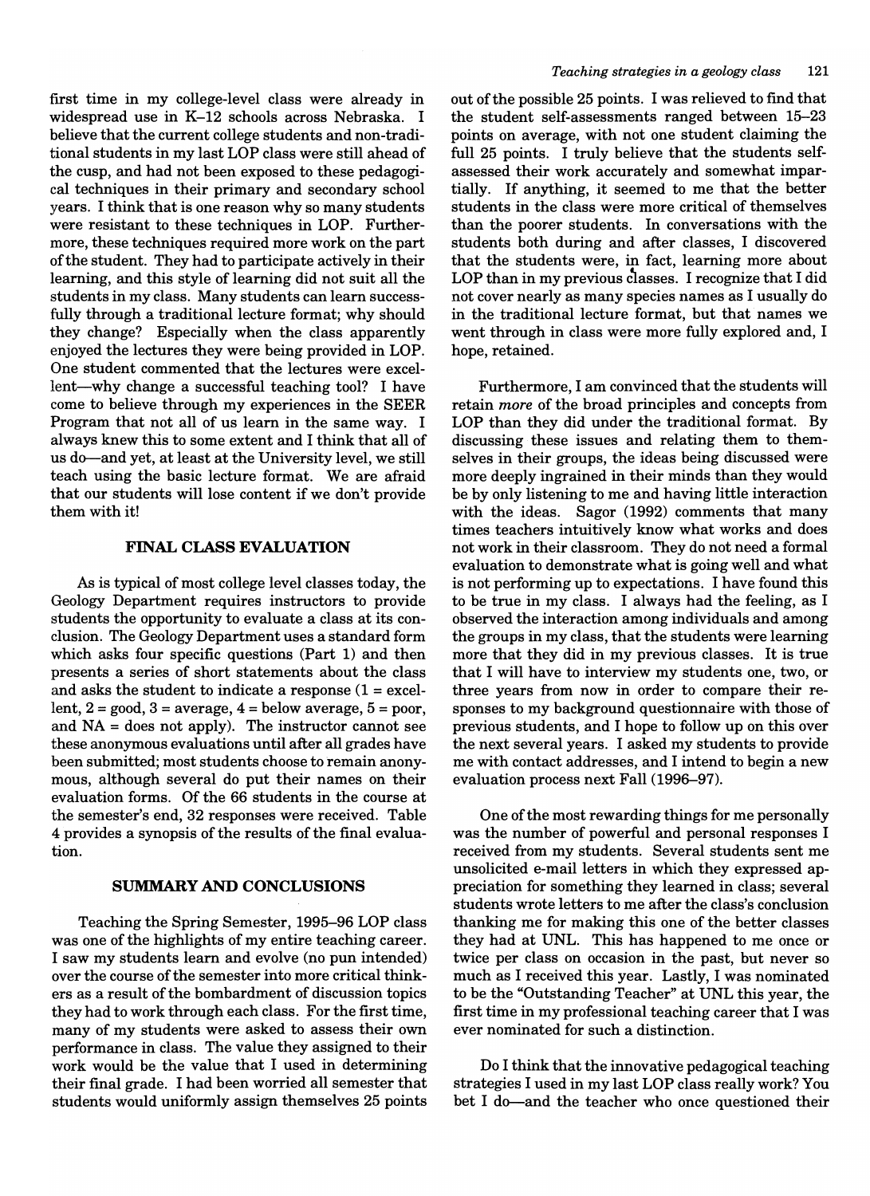first time in my college-level class were already in widespread use in K–12 schools across Nebraska. I believe that the current college students and non-traditional students in my last LOP class were still ahead of the cusp, and had not been exposed to these pedagogical techniques in their primary and secondary school years. I think that is one reason why so many students were resistant to these techniques in LOP. Furthermore, these techniques required more work on the part of the student. They had to participate actively in their learning, and this style of learning did not suit all the students in my class. Many students can learn successfully through a traditional lecture format; why should they change? Especially when the class apparently enjoyed the lectures they were being provided in LOP. One student commented that the lectures were excellent—why change a successful teaching tool? I have come to believe through my experiences in the SEER Program that not all of us learn in the same way. I always knew this to some extent and I think that all of us do—and yet, at least at the University level, we still teach using the basic lecture format. We are afraid that our students will lose content if we don't provide them with it!

## FINAL CLASS EVALUATION

As is typical of most college level classes today, the Geology Department requires instructors to provide students the opportunity to evaluate a class at its conclusion. The Geology Department uses a standard form which asks four specific questions (Part 1) and then presents a series of short statements about the class and asks the student to indicate a response (1 = excellent, 2 = good, 3 = average, 4 = below average, 5 = poor, and NA = does not apply). The instructor cannot see these anonymous evaluations until after all grades have been submitted; most students choose to remain anonymous, although several do put their names on their evaluation forms. Of the 66 students in the course at the semester's end, 32 responses were received. Table 4 provides a synopsis of the results of the final evaluation.

## SUMMARY AND CONCLUSIONS

Teaching the Spring Semester, 1995–96 LOP class was one of the highlights of my entire teaching career. I saw my students learn and evolve (no pun intended) over the course of the semester into more critical thinkers as a result of the bombardment of discussion topics they had to work through each class. For the first time, many of my students were asked to assess their own performance in class. The value they assigned to their work would be the value that I used in determining their final grade. I had been worried all semester that students would uniformly assign themselves 25 points out of the possible 25 points. I was relieved to find that the student self-assessments ranged between 15–23 points on average, with not one student claiming the full 25 points. I truly believe that the students self-assessed their work accurately and somewhat impartially. If anything, it seemed to me that the better students in the class were more critical of themselves than the poorer students. In conversations with the students both during and after classes, I discovered that the students were, in fact, learning more about LOP than in my previous classes. I recognize that I did not cover nearly as many species names as I usually do in the traditional lecture format, but that names we went through in class were more fully explored and, I hope, retained.

Furthermore, I am convinced that the students will retain *more* of the broad principles and concepts from LOP than they did under the traditional format. By discussing these issues and relating them to themselves in their groups, the ideas being discussed were more deeply ingrained in their minds than they would be by only listening to me and having little interaction with the ideas. Sagor (1992) comments that many times teachers intuitively know what works and does not work in their classroom. They do not need a formal evaluation to demonstrate what is going well and what is not performing up to expectations. I have found this to be true in my class. I always had the feeling, as I observed the interaction among individuals and among the groups in my class, that the students were learning more that they did in my previous classes. It is true that I will have to interview my students one, two, or three years from now in order to compare their responses to my background questionnaire with those of previous students, and I hope to follow up on this over the next several years. I asked my students to provide me with contact addresses, and I intend to begin a new evaluation process next Fall (1996–97).

One of the most rewarding things for me personally was the number of powerful and personal responses I received from my students. Several students sent me unsolicited e-mail letters in which they expressed appreciation for something they learned in class; several students wrote letters to me after the class's conclusion thanking me for making this one of the better classes they had at UNL. This has happened to me once or twice per class on occasion in the past, but never so much as I received this year. Lastly, I was nominated to be the "Outstanding Teacher" at UNL this year, the first time in my professional teaching career that I was ever nominated for such a distinction.

Do I think that the innovative pedagogical teaching strategies I used in my last LOP class really work? You bet I do—and the teacher who once questioned their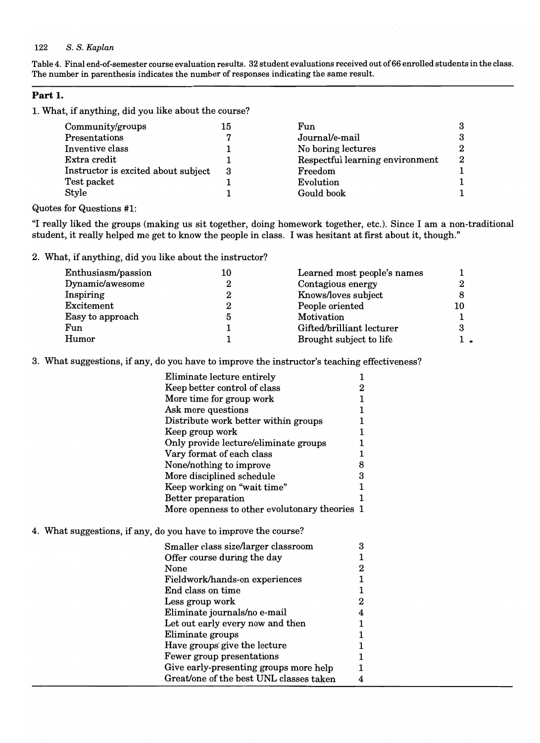Table 4. Final end-of-semester course evaluation results. 32 student evaluations received out of 66 enrolled students in the class. The number in parenthesis indicates the number of responses indicating the same result.

**Part 1.**

1. What, if anything, did you like about the course?

| | | | |
|---|---|---|---|
| Community/groups | 15 | Fun | 3 |
| Presentations | 7 | Journal/e-mail | 3 |
| Inventive class | 1 | No boring lectures | 2 |
| Extra credit | 1 | Respectful learning environment | 2 |
| Instructor is excited about subject | 3 | Freedom | 1 |
| Test packet | 1 | Evolution | 1 |
| Style | 1 | Gould book | 1 |

Quotes for Questions #1:

"I really liked the groups (making us sit together, doing homework together, etc.). Since I am a non-traditional student, it really helped me get to know the people in class. I was hesitant at first about it, though."

2. What, if anything, did you like about the instructor?

| | | | |
|---|---|---|---|
| Enthusiasm/passion | 10 | Learned most people's names | 1 |
| Dynamic/awesome | 2 | Contagious energy | 2 |
| Inspiring | 2 | Knows/loves subject | 8 |
| Excitement | 2 | People oriented | 10 |
| Easy to approach | 5 | Motivation | 1 |
| Fun | 1 | Gifted/brilliant lecturer | 3 |
| Humor | 1 | Brought subject to life | 1 |

3. What suggestions, if any, do you have to improve the instructor's teaching effectiveness?

| | |
|---|---|
| Eliminate lecture entirely | 1 |
| Keep better control of class | 2 |
| More time for group work | 1 |
| Ask more questions | 1 |
| Distribute work better within groups | 1 |
| Keep group work | 1 |
| Only provide lecture/eliminate groups | 1 |
| Vary format of each class | 1 |
| None/nothing to improve | 8 |
| More disciplined schedule | 3 |
| Keep working on "wait time" | 1 |
| Better preparation | 1 |
| More openness to other evolutonary theories | 1 |

4. What suggestions, if any, do you have to improve the course?

| | |
|---|---|
| Smaller class size/larger classroom | 3 |
| Offer course during the day | 1 |
| None | 2 |
| Fieldwork/hands-on experiences | 1 |
| End class on time | 1 |
| Less group work | 2 |
| Eliminate journals/no e-mail | 4 |
| Let out early every now and then | 1 |
| Eliminate groups | 1 |
| Have groups give the lecture | 1 |
| Fewer group presentations | 1 |
| Give early-presenting groups more help | 1 |
| Great/one of the best UNL classes taken | 4 |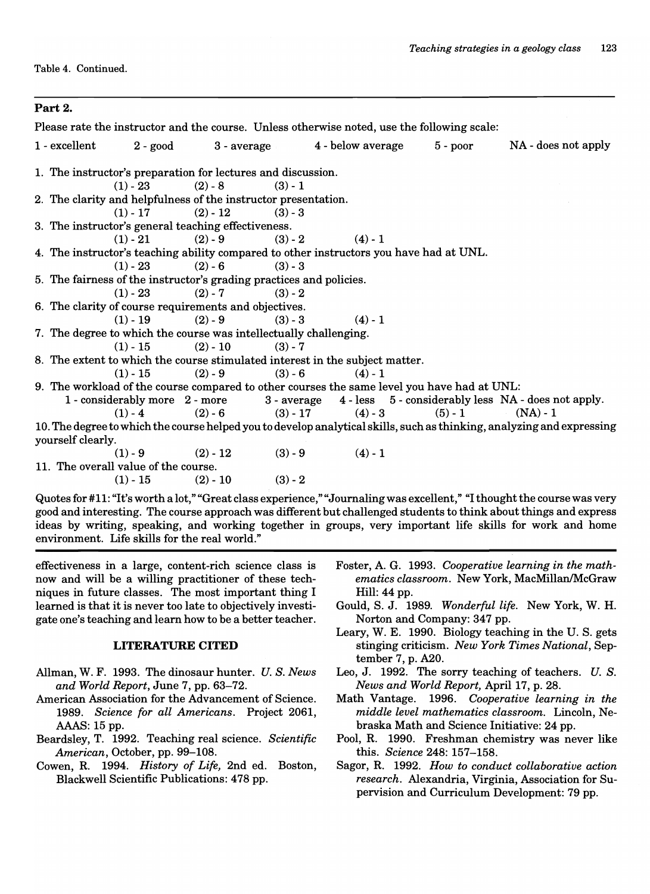Table 4. Continued.

**Part 2.**

Please rate the instructor and the course. Unless otherwise noted, use the following scale:

1 - excellent 2 - good 3 - average 4 - below average 5 - poor NA - does not apply

1. The instructor's preparation for lectures and discussion.
   (1) - 23 (2) - 8 (3) - 1
2. The clarity and helpfulness of the instructor presentation.
   (1) - 17 (2) - 12 (3) - 3
3. The instructor's general teaching effectiveness.
   (1) - 21 (2) - 9 (3) - 2 (4) - 1
4. The instructor's teaching ability compared to other instructors you have had at UNL.
   (1) - 23 (2) - 6 (3) - 3
5. The fairness of the instructor's grading practices and policies.
   (1) - 23 (2) - 7 (3) - 2
6. The clarity of course requirements and objectives.
   (1) - 19 (2) - 9 (3) - 3 (4) - 1
7. The degree to which the course was intellectually challenging.
   (1) - 15 (2) - 10 (3) - 7
8. The extent to which the course stimulated interest in the subject matter.
   (1) - 15 (2) - 9 (3) - 6 (4) - 1
9. The workload of the course compared to other courses the same level you have had at UNL:
   1 - considerably more 2 - more 3 - average 4 - less 5 - considerably less NA - does not apply.
   (1) - 4 (2) - 6 (3) - 17 (4) - 3 (5) - 1 (NA) - 1
10. The degree to which the course helped you to develop analytical skills, such as thinking, analyzing and expressing yourself clearly.
   (1) - 9 (2) - 12 (3) - 9 (4) - 1
11. The overall value of the course.
   (1) - 15 (2) - 10 (3) - 2

Quotes for #11: "It's worth a lot," "Great class experience," "Journaling was excellent," "I thought the course was very good and interesting. The course approach was different but challenged students to think about things and express ideas by writing, speaking, and working together in groups, very important life skills for work and home environment. Life skills for the real world."

---

effectiveness in a large, content-rich science class is now and will be a willing practitioner of these techniques in future classes. The most important thing I learned is that it is never too late to objectively investigate one's teaching and learn how to be a better teacher.

## LITERATURE CITED

Allman, W. F. 1993. The dinosaur hunter. *U. S. News and World Report*, June 7, pp. 63–72.

American Association for the Advancement of Science. 1989. *Science for all Americans*. Project 2061, AAAS: 15 pp.

Beardsley, T. 1992. Teaching real science. *Scientific American*, October, pp. 99–108.

Cowen, R. 1994. *History of Life,* 2nd ed. Boston, Blackwell Scientific Publications: 478 pp.

Foster, A. G. 1993. *Cooperative learning in the mathematics classroom*. New York, MacMillan/McGraw Hill: 44 pp.

Gould, S. J. 1989. *Wonderful life*. New York, W. H. Norton and Company: 347 pp.

Leary, W. E. 1990. Biology teaching in the U. S. gets stinging criticism. *New York Times National*, September 7, p. A20.

Leo, J. 1992. The sorry teaching of teachers. *U. S. News and World Report,* April 17, p. 28.

Math Vantage. 1996. *Cooperative learning in the middle level mathematics classroom.* Lincoln, Nebraska Math and Science Initiative: 24 pp.

Pool, R. 1990. Freshman chemistry was never like this. *Science* 248: 157–158.

Sagor, R. 1992. *How to conduct collaborative action research*. Alexandria, Virginia, Association for Supervision and Curriculum Development: 79 pp.